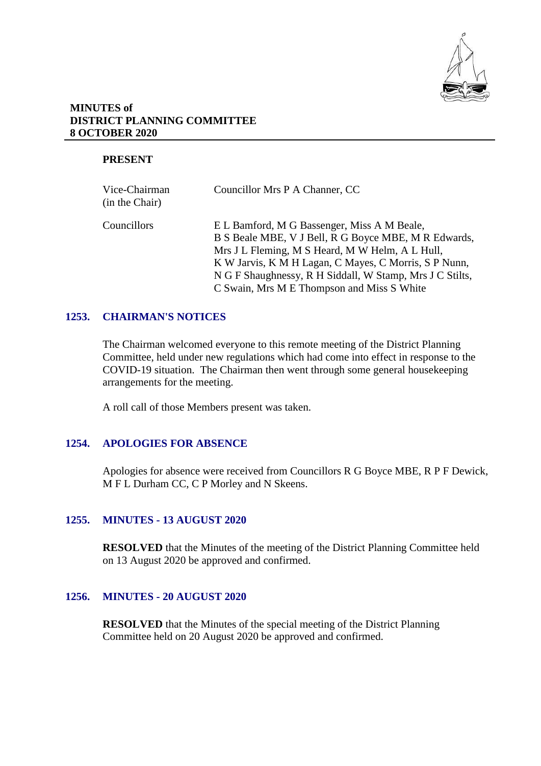# MINUTES of DISTRICT PLANNING COMMITTEE 8 OCTOBER 2020

## PRESENT

| | |
|---|---|
| Vice-Chairman (in the Chair) | Councillor Mrs P A Channer, CC |
| Councillors | E L Bamford, M G Bassenger, Miss A M Beale, B S Beale MBE, V J Bell, R G Boyce MBE, M R Edwards, Mrs J L Fleming, M S Heard, M W Helm, A L Hull, K W Jarvis, K M H Lagan, C Mayes, C Morris, S P Nunn, N G F Shaughnessy, R H Siddall, W Stamp, Mrs J C Stilts, C Swain, Mrs M E Thompson and Miss S White |

## 1253. CHAIRMAN'S NOTICES

The Chairman welcomed everyone to this remote meeting of the District Planning Committee, held under new regulations which had come into effect in response to the COVID-19 situation. The Chairman then went through some general housekeeping arrangements for the meeting.

A roll call of those Members present was taken.

## 1254. APOLOGIES FOR ABSENCE

Apologies for absence were received from Councillors R G Boyce MBE, R P F Dewick, M F L Durham CC, C P Morley and N Skeens.

## 1255. MINUTES - 13 AUGUST 2020

**RESOLVED** that the Minutes of the meeting of the District Planning Committee held on 13 August 2020 be approved and confirmed.

## 1256. MINUTES - 20 AUGUST 2020

**RESOLVED** that the Minutes of the special meeting of the District Planning Committee held on 20 August 2020 be approved and confirmed.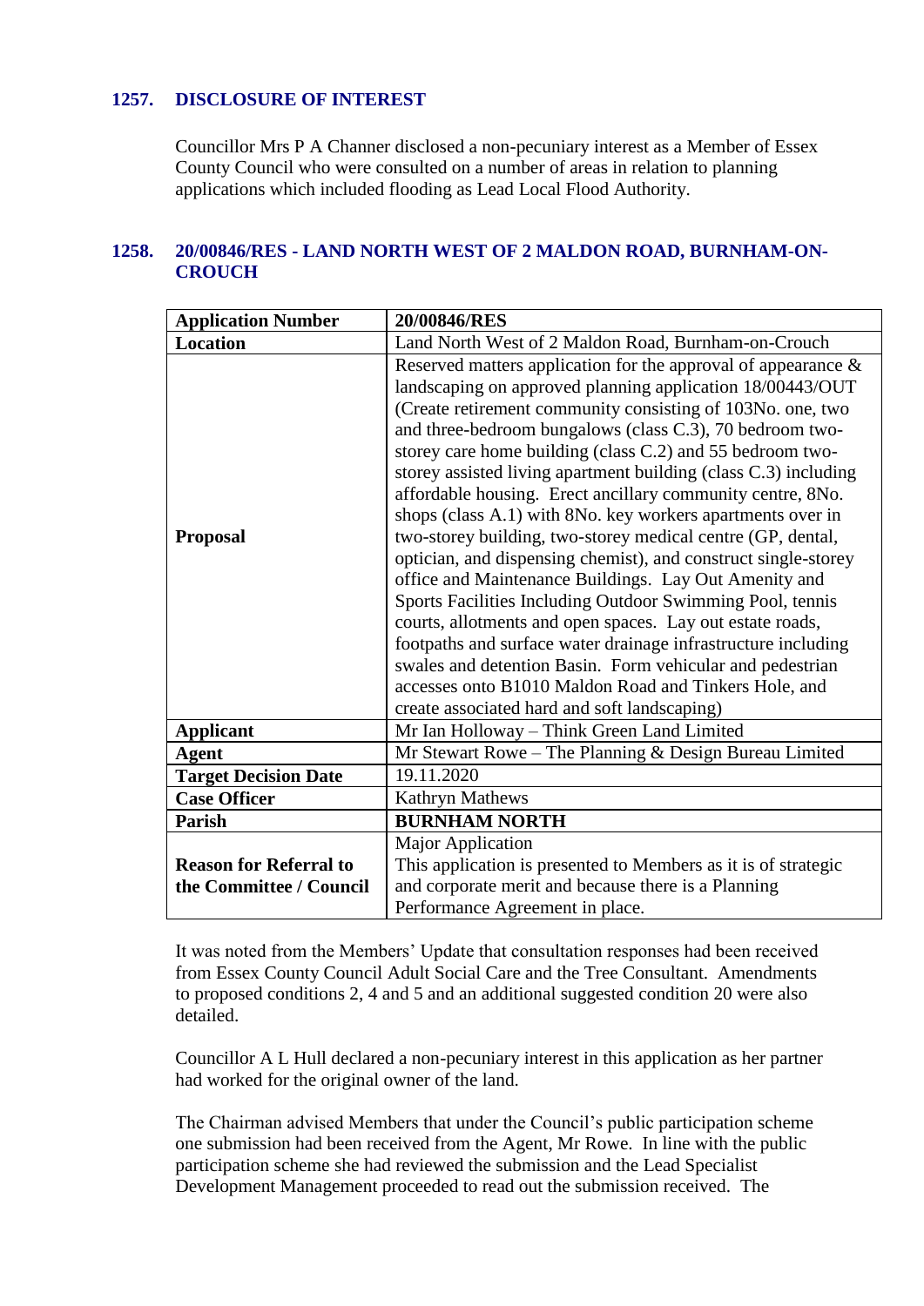## 1257. DISCLOSURE OF INTEREST

Councillor Mrs P A Channer disclosed a non-pecuniary interest as a Member of Essex County Council who were consulted on a number of areas in relation to planning applications which included flooding as Lead Local Flood Authority.

## 1258. 20/00846/RES - LAND NORTH WEST OF 2 MALDON ROAD, BURNHAM-ON-CROUCH

| **Application Number** | **20/00846/RES** |
|---|---|
| **Location** | Land North West of 2 Maldon Road, Burnham-on-Crouch |
| **Proposal** | Reserved matters application for the approval of appearance & landscaping on approved planning application 18/00443/OUT (Create retirement community consisting of 103No. one, two and three-bedroom bungalows (class C.3), 70 bedroom two-storey care home building (class C.2) and 55 bedroom two-storey assisted living apartment building (class C.3) including affordable housing. Erect ancillary community centre, 8No. shops (class A.1) with 8No. key workers apartments over in two-storey building, two-storey medical centre (GP, dental, optician, and dispensing chemist), and construct single-storey office and Maintenance Buildings. Lay Out Amenity and Sports Facilities Including Outdoor Swimming Pool, tennis courts, allotments and open spaces. Lay out estate roads, footpaths and surface water drainage infrastructure including swales and detention Basin. Form vehicular and pedestrian accesses onto B1010 Maldon Road and Tinkers Hole, and create associated hard and soft landscaping) |
| **Applicant** | Mr Ian Holloway – Think Green Land Limited |
| **Agent** | Mr Stewart Rowe – The Planning & Design Bureau Limited |
| **Target Decision Date** | 19.11.2020 |
| **Case Officer** | Kathryn Mathews |
| **Parish** | **BURNHAM NORTH** |
| **Reason for Referral to the Committee / Council** | Major Application<br>This application is presented to Members as it is of strategic and corporate merit and because there is a Planning Performance Agreement in place. |

It was noted from the Members' Update that consultation responses had been received from Essex County Council Adult Social Care and the Tree Consultant. Amendments to proposed conditions 2, 4 and 5 and an additional suggested condition 20 were also detailed.

Councillor A L Hull declared a non-pecuniary interest in this application as her partner had worked for the original owner of the land.

The Chairman advised Members that under the Council's public participation scheme one submission had been received from the Agent, Mr Rowe. In line with the public participation scheme she had reviewed the submission and the Lead Specialist Development Management proceeded to read out the submission received. The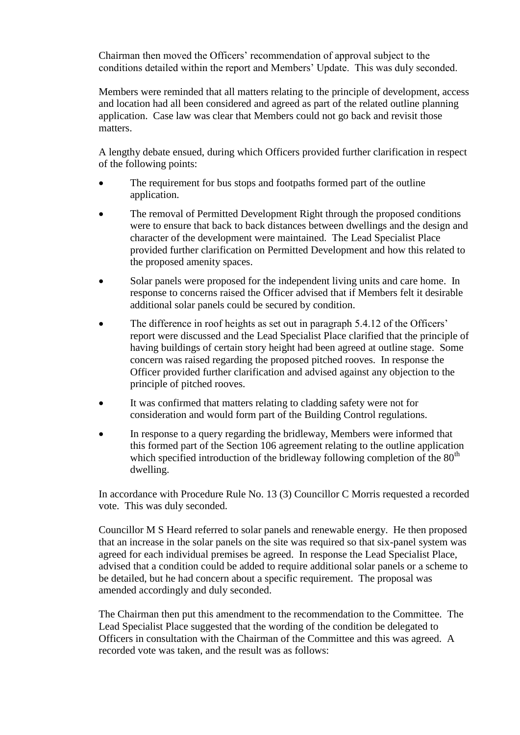Chairman then moved the Officers' recommendation of approval subject to the conditions detailed within the report and Members' Update. This was duly seconded.

Members were reminded that all matters relating to the principle of development, access and location had all been considered and agreed as part of the related outline planning application. Case law was clear that Members could not go back and revisit those matters.

A lengthy debate ensued, during which Officers provided further clarification in respect of the following points:

- The requirement for bus stops and footpaths formed part of the outline application.
- The removal of Permitted Development Right through the proposed conditions were to ensure that back to back distances between dwellings and the design and character of the development were maintained. The Lead Specialist Place provided further clarification on Permitted Development and how this related to the proposed amenity spaces.
- Solar panels were proposed for the independent living units and care home. In response to concerns raised the Officer advised that if Members felt it desirable additional solar panels could be secured by condition.
- The difference in roof heights as set out in paragraph 5.4.12 of the Officers' report were discussed and the Lead Specialist Place clarified that the principle of having buildings of certain story height had been agreed at outline stage. Some concern was raised regarding the proposed pitched rooves. In response the Officer provided further clarification and advised against any objection to the principle of pitched rooves.
- It was confirmed that matters relating to cladding safety were not for consideration and would form part of the Building Control regulations.
- In response to a query regarding the bridleway, Members were informed that this formed part of the Section 106 agreement relating to the outline application which specified introduction of the bridleway following completion of the 80th dwelling.

In accordance with Procedure Rule No. 13 (3) Councillor C Morris requested a recorded vote. This was duly seconded.

Councillor M S Heard referred to solar panels and renewable energy. He then proposed that an increase in the solar panels on the site was required so that six-panel system was agreed for each individual premises be agreed. In response the Lead Specialist Place, advised that a condition could be added to require additional solar panels or a scheme to be detailed, but he had concern about a specific requirement. The proposal was amended accordingly and duly seconded.

The Chairman then put this amendment to the recommendation to the Committee. The Lead Specialist Place suggested that the wording of the condition be delegated to Officers in consultation with the Chairman of the Committee and this was agreed. A recorded vote was taken, and the result was as follows: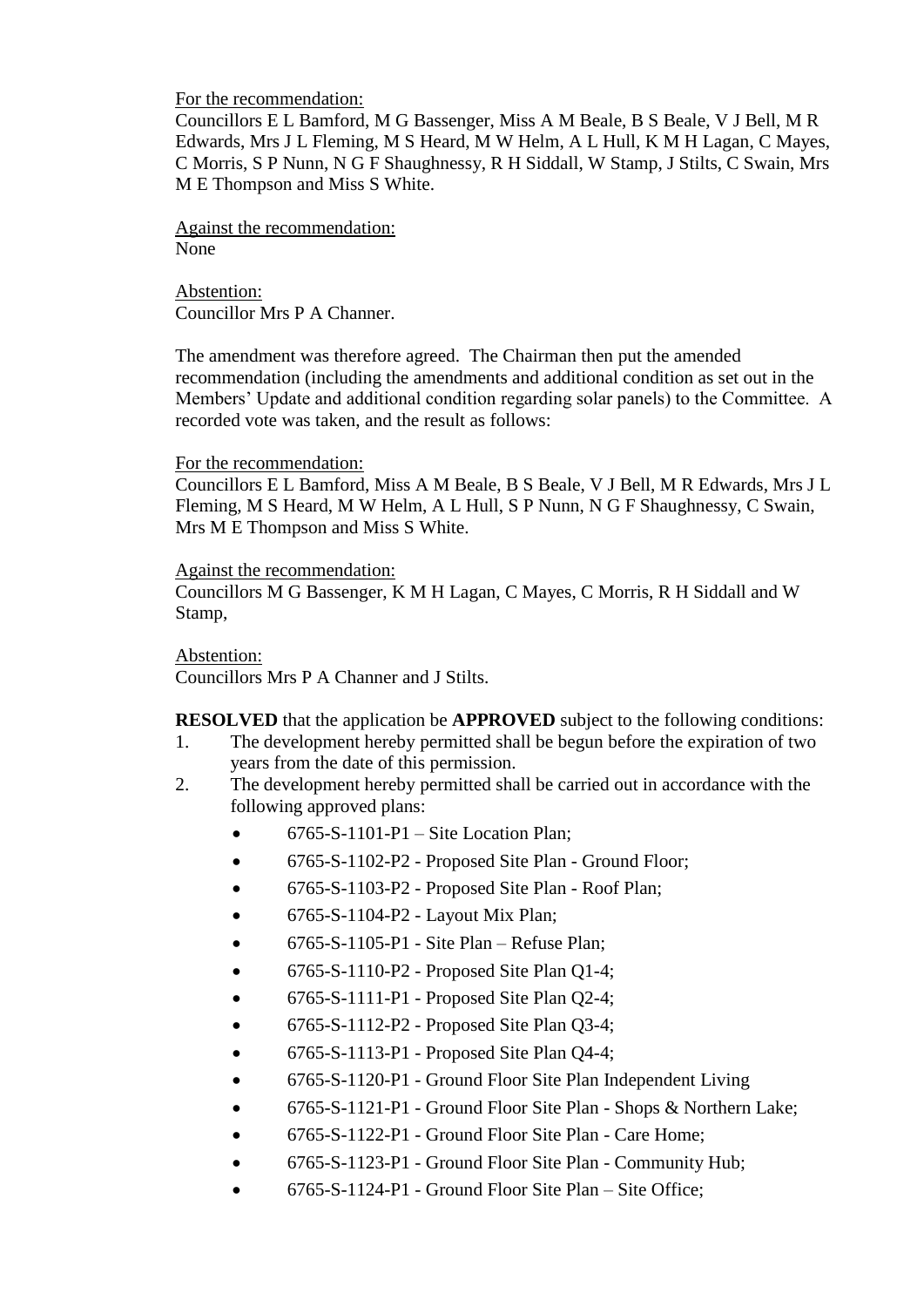For the recommendation:
Councillors E L Bamford, M G Bassenger, Miss A M Beale, B S Beale, V J Bell, M R Edwards, Mrs J L Fleming, M S Heard, M W Helm, A L Hull, K M H Lagan, C Mayes, C Morris, S P Nunn, N G F Shaughnessy, R H Siddall, W Stamp, J Stilts, C Swain, Mrs M E Thompson and Miss S White.

Against the recommendation:
None

Abstention:
Councillor Mrs P A Channer.

The amendment was therefore agreed. The Chairman then put the amended recommendation (including the amendments and additional condition as set out in the Members' Update and additional condition regarding solar panels) to the Committee. A recorded vote was taken, and the result as follows:

For the recommendation:
Councillors E L Bamford, Miss A M Beale, B S Beale, V J Bell, M R Edwards, Mrs J L Fleming, M S Heard, M W Helm, A L Hull, S P Nunn, N G F Shaughnessy, C Swain, Mrs M E Thompson and Miss S White.

Against the recommendation:
Councillors M G Bassenger, K M H Lagan, C Mayes, C Morris, R H Siddall and W Stamp,

Abstention:
Councillors Mrs P A Channer and J Stilts.

**RESOLVED** that the application be **APPROVED** subject to the following conditions:

1. The development hereby permitted shall be begun before the expiration of two years from the date of this permission.
2. The development hereby permitted shall be carried out in accordance with the following approved plans:
   - 6765-S-1101-P1 – Site Location Plan;
   - 6765-S-1102-P2 - Proposed Site Plan - Ground Floor;
   - 6765-S-1103-P2 - Proposed Site Plan - Roof Plan;
   - 6765-S-1104-P2 - Layout Mix Plan;
   - 6765-S-1105-P1 - Site Plan – Refuse Plan;
   - 6765-S-1110-P2 - Proposed Site Plan Q1-4;
   - 6765-S-1111-P1 - Proposed Site Plan Q2-4;
   - 6765-S-1112-P2 - Proposed Site Plan Q3-4;
   - 6765-S-1113-P1 - Proposed Site Plan Q4-4;
   - 6765-S-1120-P1 - Ground Floor Site Plan Independent Living
   - 6765-S-1121-P1 - Ground Floor Site Plan - Shops & Northern Lake;
   - 6765-S-1122-P1 - Ground Floor Site Plan - Care Home;
   - 6765-S-1123-P1 - Ground Floor Site Plan - Community Hub;
   - 6765-S-1124-P1 - Ground Floor Site Plan – Site Office;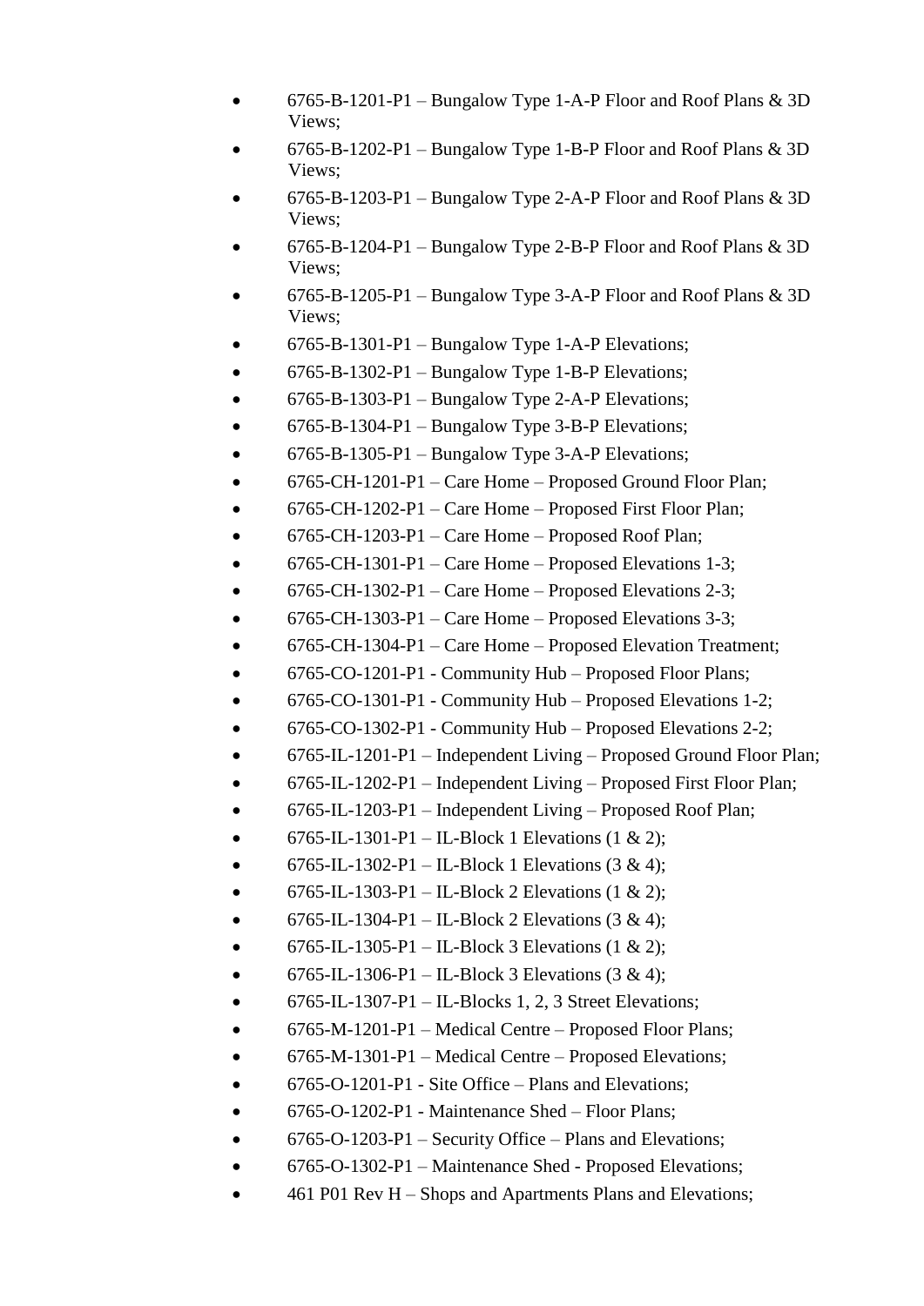- 6765-B-1201-P1 – Bungalow Type 1-A-P Floor and Roof Plans & 3D Views;
- 6765-B-1202-P1 – Bungalow Type 1-B-P Floor and Roof Plans & 3D Views;
- 6765-B-1203-P1 – Bungalow Type 2-A-P Floor and Roof Plans & 3D Views;
- 6765-B-1204-P1 – Bungalow Type 2-B-P Floor and Roof Plans & 3D Views;
- 6765-B-1205-P1 – Bungalow Type 3-A-P Floor and Roof Plans & 3D Views;
- 6765-B-1301-P1 – Bungalow Type 1-A-P Elevations;
- 6765-B-1302-P1 – Bungalow Type 1-B-P Elevations;
- 6765-B-1303-P1 – Bungalow Type 2-A-P Elevations;
- 6765-B-1304-P1 – Bungalow Type 3-B-P Elevations;
- 6765-B-1305-P1 – Bungalow Type 3-A-P Elevations;
- 6765-CH-1201-P1 – Care Home – Proposed Ground Floor Plan;
- 6765-CH-1202-P1 – Care Home – Proposed First Floor Plan;
- 6765-CH-1203-P1 – Care Home – Proposed Roof Plan;
- 6765-CH-1301-P1 – Care Home – Proposed Elevations 1-3;
- 6765-CH-1302-P1 – Care Home – Proposed Elevations 2-3;
- 6765-CH-1303-P1 – Care Home – Proposed Elevations 3-3;
- 6765-CH-1304-P1 – Care Home – Proposed Elevation Treatment;
- 6765-CO-1201-P1 - Community Hub – Proposed Floor Plans;
- 6765-CO-1301-P1 - Community Hub – Proposed Elevations 1-2;
- 6765-CO-1302-P1 - Community Hub – Proposed Elevations 2-2;
- 6765-IL-1201-P1 – Independent Living – Proposed Ground Floor Plan;
- 6765-IL-1202-P1 – Independent Living – Proposed First Floor Plan;
- 6765-IL-1203-P1 – Independent Living – Proposed Roof Plan;
- 6765-IL-1301-P1 – IL-Block 1 Elevations (1 & 2);
- 6765-IL-1302-P1 – IL-Block 1 Elevations (3 & 4);
- 6765-IL-1303-P1 – IL-Block 2 Elevations (1 & 2);
- 6765-IL-1304-P1 – IL-Block 2 Elevations (3 & 4);
- 6765-IL-1305-P1 – IL-Block 3 Elevations (1 & 2);
- 6765-IL-1306-P1 – IL-Block 3 Elevations (3 & 4);
- 6765-IL-1307-P1 – IL-Blocks 1, 2, 3 Street Elevations;
- 6765-M-1201-P1 – Medical Centre – Proposed Floor Plans;
- 6765-M-1301-P1 – Medical Centre – Proposed Elevations;
- 6765-O-1201-P1 - Site Office – Plans and Elevations;
- 6765-O-1202-P1 - Maintenance Shed – Floor Plans;
- 6765-O-1203-P1 – Security Office – Plans and Elevations;
- 6765-O-1302-P1 – Maintenance Shed - Proposed Elevations;
- 461 P01 Rev H – Shops and Apartments Plans and Elevations;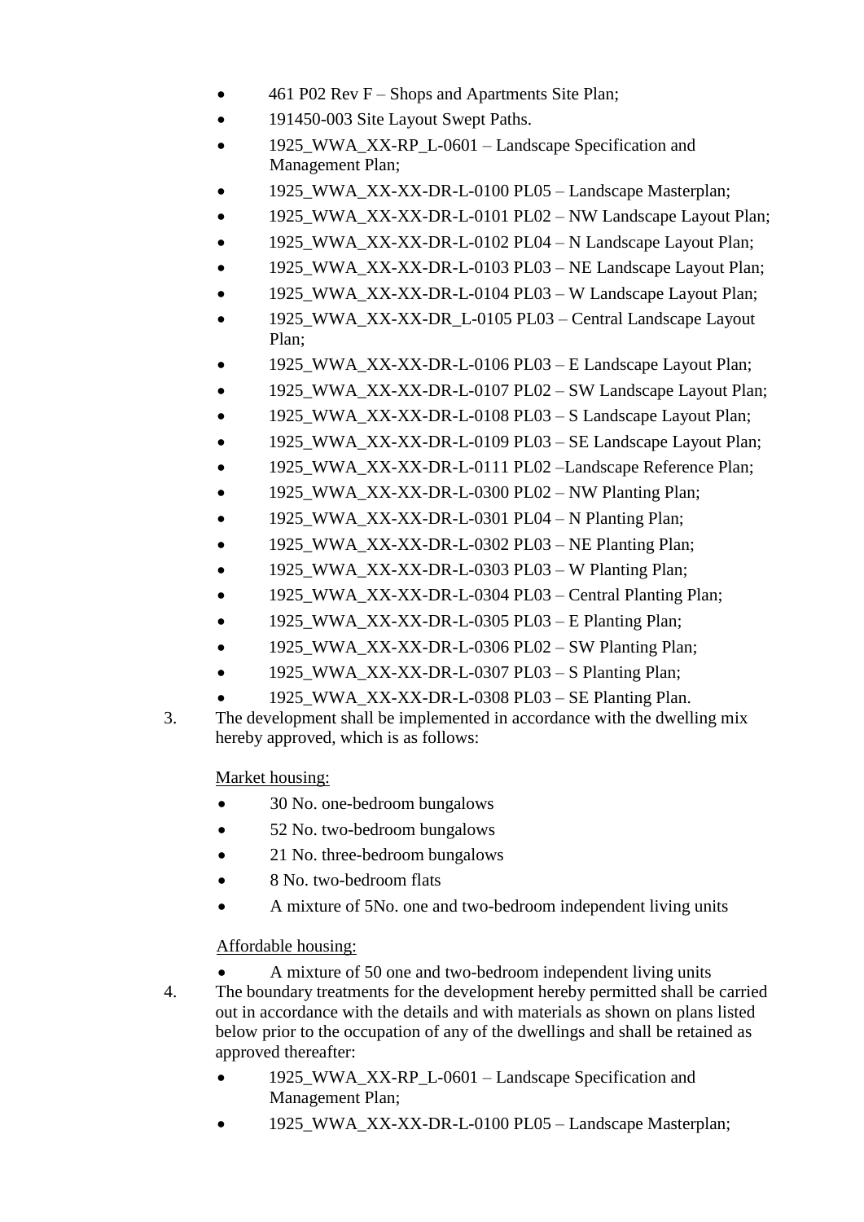- 461 P02 Rev F – Shops and Apartments Site Plan;
- 191450-003 Site Layout Swept Paths.
- 1925_WWA_XX-RP_L-0601 – Landscape Specification and Management Plan;
- 1925_WWA_XX-XX-DR-L-0100 PL05 – Landscape Masterplan;
- 1925_WWA_XX-XX-DR-L-0101 PL02 – NW Landscape Layout Plan;
- 1925_WWA_XX-XX-DR-L-0102 PL04 – N Landscape Layout Plan;
- 1925_WWA_XX-XX-DR-L-0103 PL03 – NE Landscape Layout Plan;
- 1925_WWA_XX-XX-DR-L-0104 PL03 – W Landscape Layout Plan;
- 1925_WWA_XX-XX-DR_L-0105 PL03 – Central Landscape Layout Plan;
- 1925_WWA_XX-XX-DR-L-0106 PL03 – E Landscape Layout Plan;
- 1925_WWA_XX-XX-DR-L-0107 PL02 – SW Landscape Layout Plan;
- 1925_WWA_XX-XX-DR-L-0108 PL03 – S Landscape Layout Plan;
- 1925_WWA_XX-XX-DR-L-0109 PL03 – SE Landscape Layout Plan;
- 1925_WWA_XX-XX-DR-L-0111 PL02 –Landscape Reference Plan;
- 1925_WWA_XX-XX-DR-L-0300 PL02 – NW Planting Plan;
- 1925_WWA_XX-XX-DR-L-0301 PL04 – N Planting Plan;
- 1925_WWA_XX-XX-DR-L-0302 PL03 – NE Planting Plan;
- 1925_WWA_XX-XX-DR-L-0303 PL03 – W Planting Plan;
- 1925_WWA_XX-XX-DR-L-0304 PL03 – Central Planting Plan;
- 1925_WWA_XX-XX-DR-L-0305 PL03 – E Planting Plan;
- 1925_WWA_XX-XX-DR-L-0306 PL02 – SW Planting Plan;
- 1925_WWA_XX-XX-DR-L-0307 PL03 – S Planting Plan;
- 1925_WWA_XX-XX-DR-L-0308 PL03 – SE Planting Plan.

3. The development shall be implemented in accordance with the dwelling mix hereby approved, which is as follows:

   Market housing:

   - 30 No. one-bedroom bungalows
   - 52 No. two-bedroom bungalows
   - 21 No. three-bedroom bungalows
   - 8 No. two-bedroom flats
   - A mixture of 5No. one and two-bedroom independent living units

   Affordable housing:

   - A mixture of 50 one and two-bedroom independent living units

4. The boundary treatments for the development hereby permitted shall be carried out in accordance with the details and with materials as shown on plans listed below prior to the occupation of any of the dwellings and shall be retained as approved thereafter:

   - 1925_WWA_XX-RP_L-0601 – Landscape Specification and Management Plan;
   - 1925_WWA_XX-XX-DR-L-0100 PL05 – Landscape Masterplan;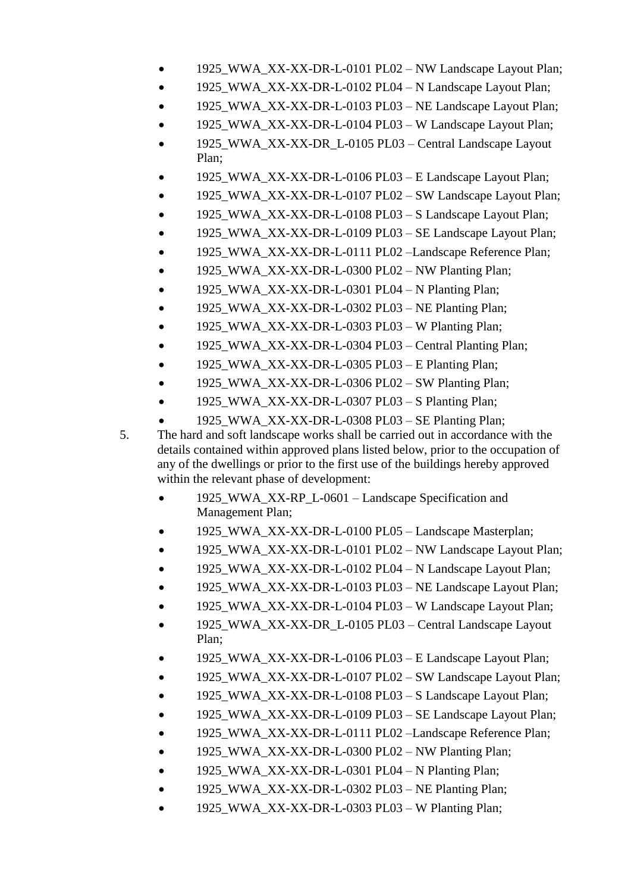- 1925_WWA_XX-XX-DR-L-0101 PL02 – NW Landscape Layout Plan;
- 1925_WWA_XX-XX-DR-L-0102 PL04 – N Landscape Layout Plan;
- 1925_WWA_XX-XX-DR-L-0103 PL03 – NE Landscape Layout Plan;
- 1925_WWA_XX-XX-DR-L-0104 PL03 – W Landscape Layout Plan;
- 1925_WWA_XX-XX-DR_L-0105 PL03 – Central Landscape Layout Plan;
- 1925_WWA_XX-XX-DR-L-0106 PL03 – E Landscape Layout Plan;
- 1925_WWA_XX-XX-DR-L-0107 PL02 – SW Landscape Layout Plan;
- 1925_WWA_XX-XX-DR-L-0108 PL03 – S Landscape Layout Plan;
- 1925_WWA_XX-XX-DR-L-0109 PL03 – SE Landscape Layout Plan;
- 1925_WWA_XX-XX-DR-L-0111 PL02 –Landscape Reference Plan;
- 1925_WWA_XX-XX-DR-L-0300 PL02 – NW Planting Plan;
- 1925_WWA_XX-XX-DR-L-0301 PL04 – N Planting Plan;
- 1925_WWA_XX-XX-DR-L-0302 PL03 – NE Planting Plan;
- 1925_WWA_XX-XX-DR-L-0303 PL03 – W Planting Plan;
- 1925_WWA_XX-XX-DR-L-0304 PL03 – Central Planting Plan;
- 1925_WWA_XX-XX-DR-L-0305 PL03 – E Planting Plan;
- 1925_WWA_XX-XX-DR-L-0306 PL02 – SW Planting Plan;
- 1925_WWA_XX-XX-DR-L-0307 PL03 – S Planting Plan;
- 1925_WWA_XX-XX-DR-L-0308 PL03 – SE Planting Plan;

5. The hard and soft landscape works shall be carried out in accordance with the details contained within approved plans listed below, prior to the occupation of any of the dwellings or prior to the first use of the buildings hereby approved within the relevant phase of development:

   - 1925_WWA_XX-RP_L-0601 – Landscape Specification and Management Plan;
   - 1925_WWA_XX-XX-DR-L-0100 PL05 – Landscape Masterplan;
   - 1925_WWA_XX-XX-DR-L-0101 PL02 – NW Landscape Layout Plan;
   - 1925_WWA_XX-XX-DR-L-0102 PL04 – N Landscape Layout Plan;
   - 1925_WWA_XX-XX-DR-L-0103 PL03 – NE Landscape Layout Plan;
   - 1925_WWA_XX-XX-DR-L-0104 PL03 – W Landscape Layout Plan;
   - 1925_WWA_XX-XX-DR_L-0105 PL03 – Central Landscape Layout Plan;
   - 1925_WWA_XX-XX-DR-L-0106 PL03 – E Landscape Layout Plan;
   - 1925_WWA_XX-XX-DR-L-0107 PL02 – SW Landscape Layout Plan;
   - 1925_WWA_XX-XX-DR-L-0108 PL03 – S Landscape Layout Plan;
   - 1925_WWA_XX-XX-DR-L-0109 PL03 – SE Landscape Layout Plan;
   - 1925_WWA_XX-XX-DR-L-0111 PL02 –Landscape Reference Plan;
   - 1925_WWA_XX-XX-DR-L-0300 PL02 – NW Planting Plan;
   - 1925_WWA_XX-XX-DR-L-0301 PL04 – N Planting Plan;
   - 1925_WWA_XX-XX-DR-L-0302 PL03 – NE Planting Plan;
   - 1925_WWA_XX-XX-DR-L-0303 PL03 – W Planting Plan;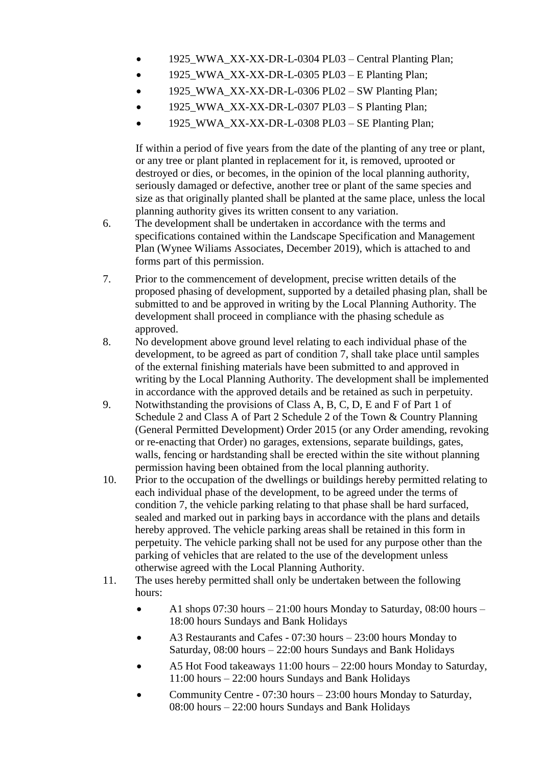- 1925_WWA_XX-XX-DR-L-0304 PL03 – Central Planting Plan;
- 1925_WWA_XX-XX-DR-L-0305 PL03 – E Planting Plan;
- 1925_WWA_XX-XX-DR-L-0306 PL02 – SW Planting Plan;
- 1925_WWA_XX-XX-DR-L-0307 PL03 – S Planting Plan;
- 1925_WWA_XX-XX-DR-L-0308 PL03 – SE Planting Plan;

If within a period of five years from the date of the planting of any tree or plant, or any tree or plant planted in replacement for it, is removed, uprooted or destroyed or dies, or becomes, in the opinion of the local planning authority, seriously damaged or defective, another tree or plant of the same species and size as that originally planted shall be planted at the same place, unless the local planning authority gives its written consent to any variation.

6. The development shall be undertaken in accordance with the terms and specifications contained within the Landscape Specification and Management Plan (Wynee Wiliams Associates, December 2019), which is attached to and forms part of this permission.

7. Prior to the commencement of development, precise written details of the proposed phasing of development, supported by a detailed phasing plan, shall be submitted to and be approved in writing by the Local Planning Authority. The development shall proceed in compliance with the phasing schedule as approved.

8. No development above ground level relating to each individual phase of the development, to be agreed as part of condition 7, shall take place until samples of the external finishing materials have been submitted to and approved in writing by the Local Planning Authority. The development shall be implemented in accordance with the approved details and be retained as such in perpetuity.

9. Notwithstanding the provisions of Class A, B, C, D, E and F of Part 1 of Schedule 2 and Class A of Part 2 Schedule 2 of the Town & Country Planning (General Permitted Development) Order 2015 (or any Order amending, revoking or re-enacting that Order) no garages, extensions, separate buildings, gates, walls, fencing or hardstanding shall be erected within the site without planning permission having been obtained from the local planning authority.

10. Prior to the occupation of the dwellings or buildings hereby permitted relating to each individual phase of the development, to be agreed under the terms of condition 7, the vehicle parking relating to that phase shall be hard surfaced, sealed and marked out in parking bays in accordance with the plans and details hereby approved. The vehicle parking areas shall be retained in this form in perpetuity. The vehicle parking shall not be used for any purpose other than the parking of vehicles that are related to the use of the development unless otherwise agreed with the Local Planning Authority.

11. The uses hereby permitted shall only be undertaken between the following hours:

    - A1 shops 07:30 hours – 21:00 hours Monday to Saturday, 08:00 hours – 18:00 hours Sundays and Bank Holidays
    - A3 Restaurants and Cafes - 07:30 hours – 23:00 hours Monday to Saturday, 08:00 hours – 22:00 hours Sundays and Bank Holidays
    - A5 Hot Food takeaways 11:00 hours – 22:00 hours Monday to Saturday, 11:00 hours – 22:00 hours Sundays and Bank Holidays
    - Community Centre - 07:30 hours – 23:00 hours Monday to Saturday, 08:00 hours – 22:00 hours Sundays and Bank Holidays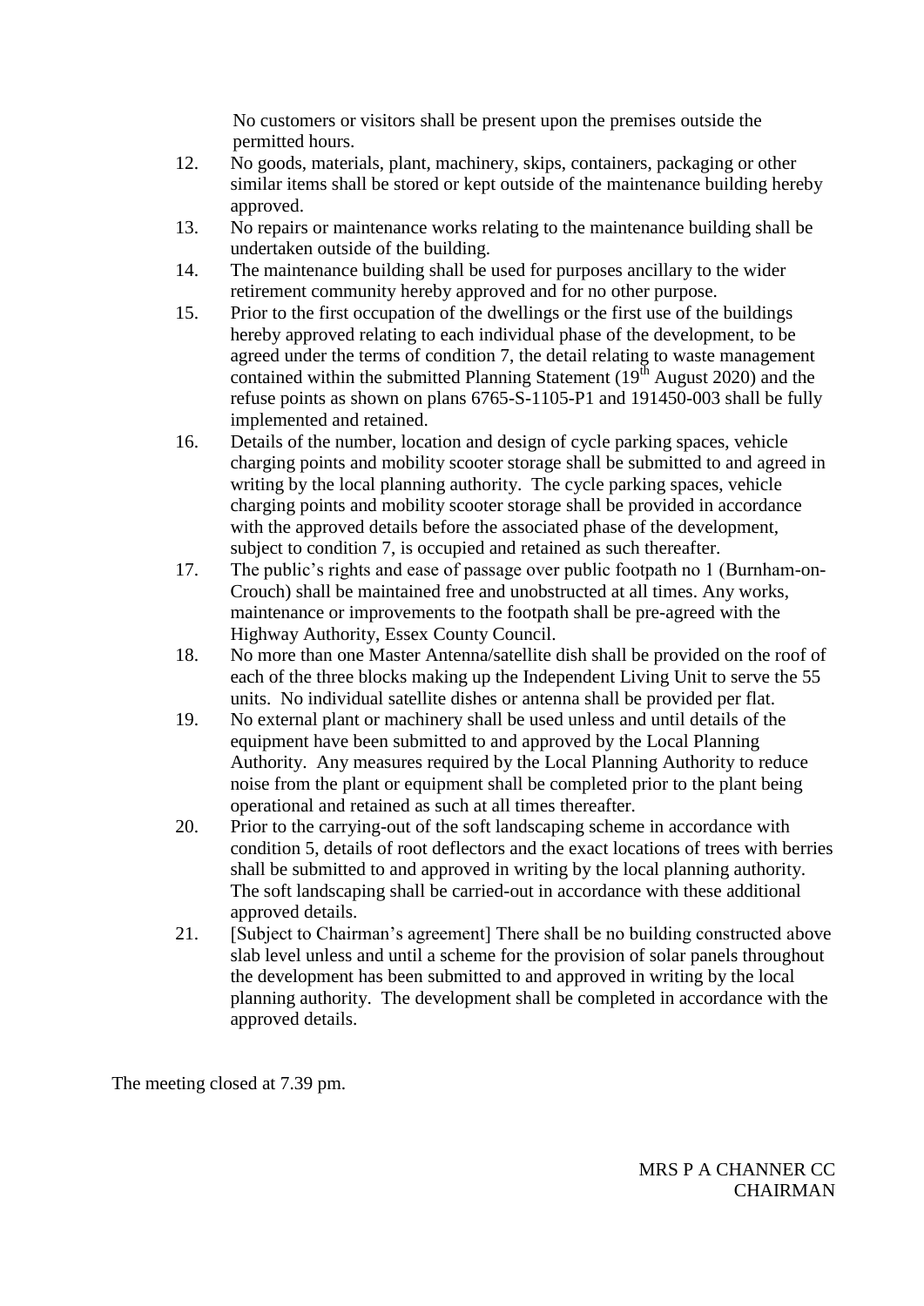No customers or visitors shall be present upon the premises outside the permitted hours.

12. No goods, materials, plant, machinery, skips, containers, packaging or other similar items shall be stored or kept outside of the maintenance building hereby approved.
13. No repairs or maintenance works relating to the maintenance building shall be undertaken outside of the building.
14. The maintenance building shall be used for purposes ancillary to the wider retirement community hereby approved and for no other purpose.
15. Prior to the first occupation of the dwellings or the first use of the buildings hereby approved relating to each individual phase of the development, to be agreed under the terms of condition 7, the detail relating to waste management contained within the submitted Planning Statement (19th August 2020) and the refuse points as shown on plans 6765-S-1105-P1 and 191450-003 shall be fully implemented and retained.
16. Details of the number, location and design of cycle parking spaces, vehicle charging points and mobility scooter storage shall be submitted to and agreed in writing by the local planning authority. The cycle parking spaces, vehicle charging points and mobility scooter storage shall be provided in accordance with the approved details before the associated phase of the development, subject to condition 7, is occupied and retained as such thereafter.
17. The public's rights and ease of passage over public footpath no 1 (Burnham-on-Crouch) shall be maintained free and unobstructed at all times. Any works, maintenance or improvements to the footpath shall be pre-agreed with the Highway Authority, Essex County Council.
18. No more than one Master Antenna/satellite dish shall be provided on the roof of each of the three blocks making up the Independent Living Unit to serve the 55 units. No individual satellite dishes or antenna shall be provided per flat.
19. No external plant or machinery shall be used unless and until details of the equipment have been submitted to and approved by the Local Planning Authority. Any measures required by the Local Planning Authority to reduce noise from the plant or equipment shall be completed prior to the plant being operational and retained as such at all times thereafter.
20. Prior to the carrying-out of the soft landscaping scheme in accordance with condition 5, details of root deflectors and the exact locations of trees with berries shall be submitted to and approved in writing by the local planning authority. The soft landscaping shall be carried-out in accordance with these additional approved details.
21. [Subject to Chairman's agreement] There shall be no building constructed above slab level unless and until a scheme for the provision of solar panels throughout the development has been submitted to and approved in writing by the local planning authority. The development shall be completed in accordance with the approved details.

The meeting closed at 7.39 pm.

MRS P A CHANNER CC
CHAIRMAN